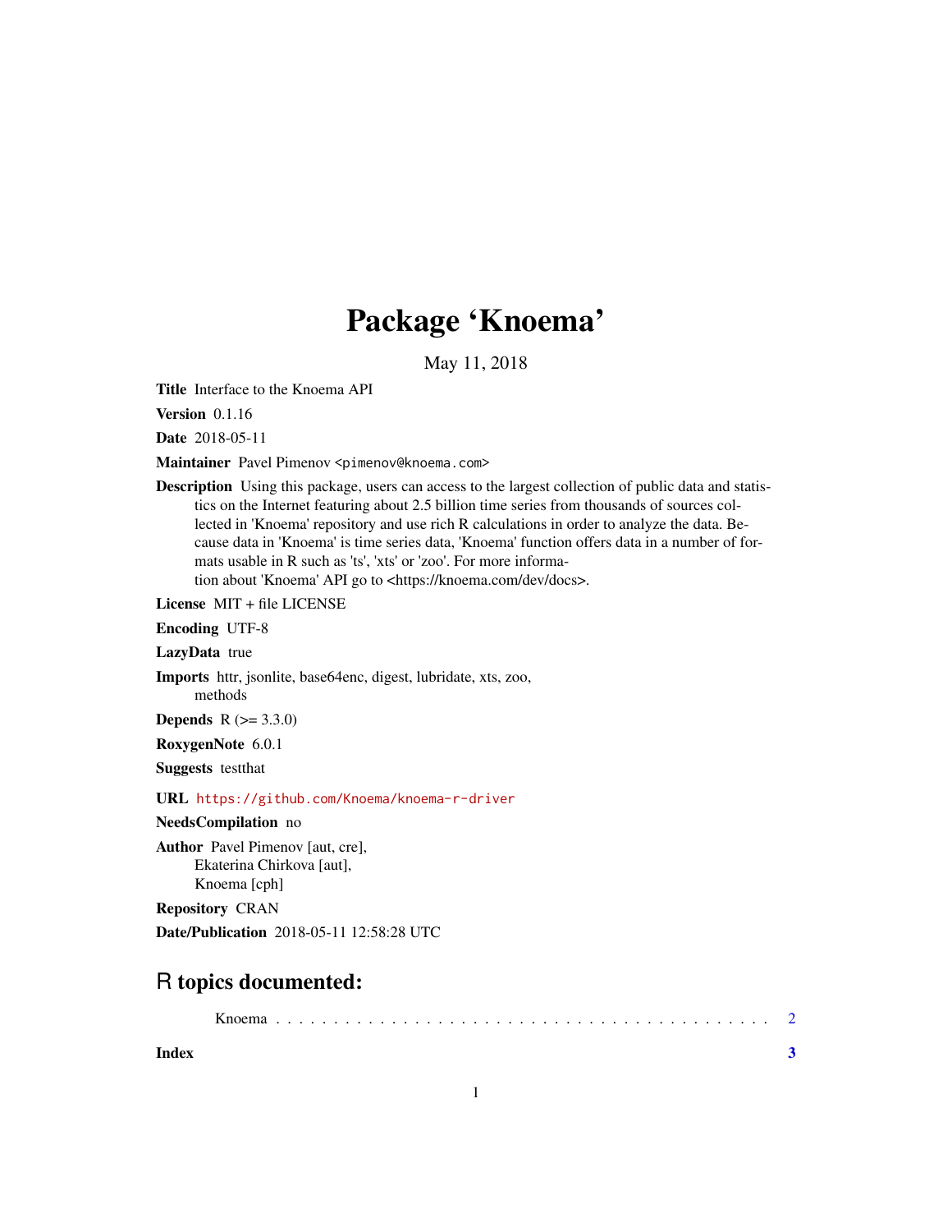# Package 'Knoema'

May 11, 2018

**Title** Interface to the Knoema API

**Version** 0.1.16

**Date** 2018-05-11

**Maintainer** Pavel Pimenov <pimenov@knoema.com>

**Description** Using this package, users can access to the largest collection of public data and statistics on the Internet featuring about 2.5 billion time series from thousands of sources collected in 'Knoema' repository and use rich R calculations in order to analyze the data. Because data in 'Knoema' is time series data, 'Knoema' function offers data in a number of formats usable in R such as 'ts', 'xts' or 'zoo'. For more information about 'Knoema' API go to <https://knoema.com/dev/docs>.

**License** MIT + file LICENSE

**Encoding** UTF-8

**LazyData** true

**Imports** httr, jsonlite, base64enc, digest, lubridate, xts, zoo, methods

**Depends** R (>= 3.3.0)

**RoxygenNote** 6.0.1

**Suggests** testthat

**URL** https://github.com/Knoema/knoema-r-driver

**NeedsCompilation** no

**Author** Pavel Pimenov [aut, cre], Ekaterina Chirkova [aut], Knoema [cph]

**Repository** CRAN

**Date/Publication** 2018-05-11 12:58:28 UTC

## R topics documented:

Knoema . . . . . . . . . . . . . . . . . . . . . . . . . . . . . . . . . . . . . . . . . . 2

**Index** **3**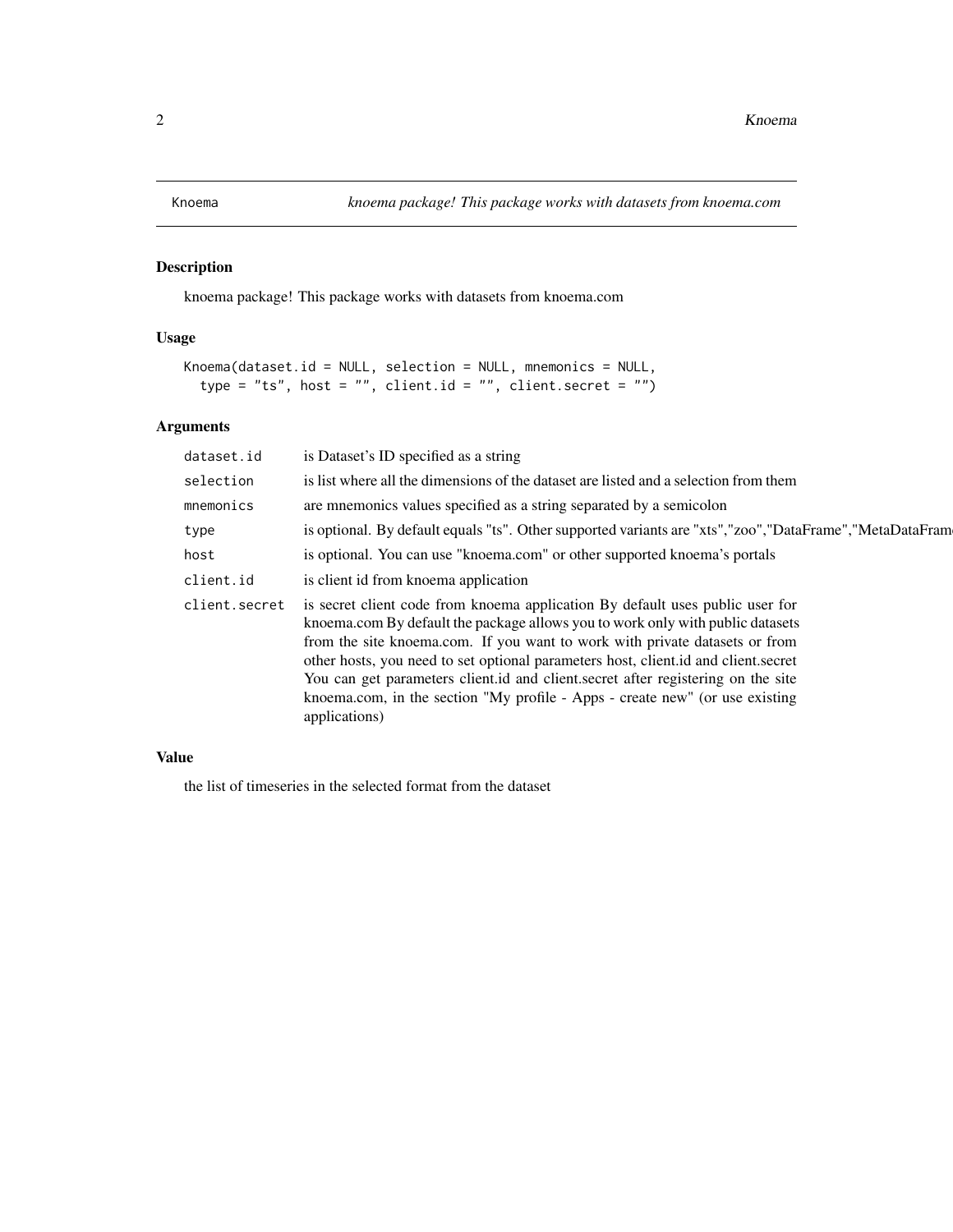Knoema *knoema package! This package works with datasets from knoema.com*

## Description

knoema package! This package works with datasets from knoema.com

## Usage

```
Knoema(dataset.id = NULL, selection = NULL, mnemonics = NULL,
  type = "ts", host = "", client.id = "", client.secret = "")
```

## Arguments

| | |
|---|---|
| dataset.id | is Dataset's ID specified as a string |
| selection | is list where all the dimensions of the dataset are listed and a selection from them |
| mnemonics | are mnemonics values specified as a string separated by a semicolon |
| type | is optional. By default equals "ts". Other supported variants are "xts","zoo","DataFrame","MetaDataFrame |
| host | is optional. You can use "knoema.com" or other supported knoema's portals |
| client.id | is client id from knoema application |
| client.secret | is secret client code from knoema application By default uses public user for knoema.com By default the package allows you to work only with public datasets from the site knoema.com. If you want to work with private datasets or from other hosts, you need to set optional parameters host, client.id and client.secret You can get parameters client.id and client.secret after registering on the site knoema.com, in the section "My profile - Apps - create new" (or use existing applications) |

## Value

the list of timeseries in the selected format from the dataset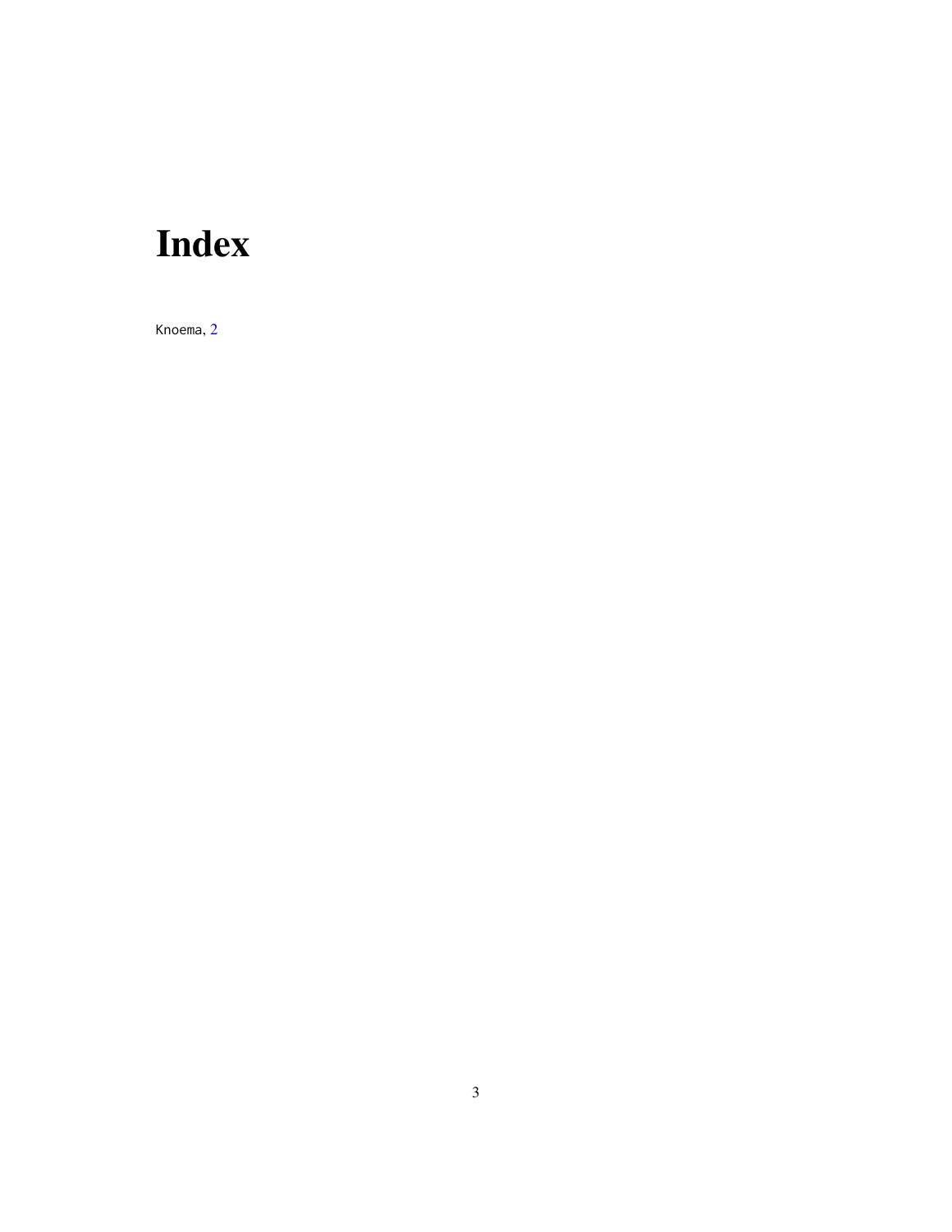# Index

`Knoema`, 2